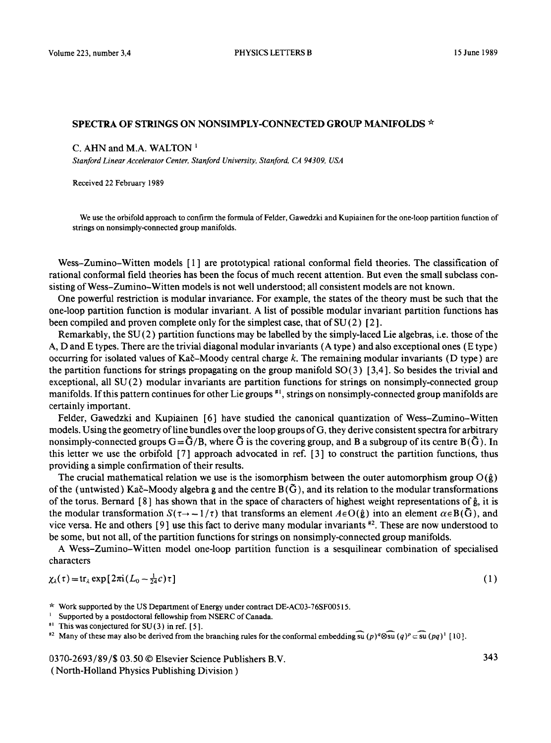# SPECTRA OF STRINGS ON NONSIMPLY-CONNECTED GROUP MANIFOLDS ☆

C. AHN and M.A. WALTON [1]

*Stanford Linear Accelerator Center, Stanford University, Stanford, CA 94309, USA*

Received 22 February 1989

We use the orbifold approach to confirm the formula of Felder, Gawedzki and Kupiainen for the one-loop partition function of strings on nonsimply-connected group manifolds.

Wess–Zumino–Witten models [1] are prototypical rational conformal field theories. The classification of rational conformal field theories has been the focus of much recent attention. But even the small subclass consisting of Wess–Zumino–Witten models is not well understood; all consistent models are not known.

One powerful restriction is modular invariance. For example, the states of the theory must be such that the one-loop partition function is modular invariant. A list of possible modular invariant partition functions has been compiled and proven complete only for the simplest case, that of SU(2) [2].

Remarkably, the SU(2) partition functions may be labelled by the simply-laced Lie algebras, i.e. those of the A, D and E types. There are the trivial diagonal modular invariants (A type) and also exceptional ones (E type) occurring for isolated values of Kač–Moody central charge $k$. The remaining modular invariants (D type) are the partition functions for strings propagating on the group manifold SO(3) [3,4]. So besides the trivial and exceptional, all SU(2) modular invariants are partition functions for strings on nonsimply-connected group manifolds. If this pattern continues for other Lie groups [#1], strings on nonsimply-connected group manifolds are certainly important.

Felder, Gawedzki and Kupiainen [6] have studied the canonical quantization of Wess–Zumino–Witten models. Using the geometry of line bundles over the loop groups of G, they derive consistent spectra for arbitrary nonsimply-connected groups $G=\tilde{G}/B$, where $\tilde{G}$ is the covering group, and B a subgroup of its centre $B(\tilde{G})$. In this letter we use the orbifold [7] approach advocated in ref. [3] to construct the partition functions, thus providing a simple confirmation of their results.

The crucial mathematical relation we use is the isomorphism between the outer automorphism group $O(\hat{g})$ of the (untwisted) Kač–Moody algebra g and the centre $B(\tilde{G})$, and its relation to the modular transformations of the torus. Bernard [8] has shown that in the space of characters of highest weight representations of $\hat{g}$, it is the modular transformation $S(\tau\to -1/\tau)$ that transforms an element $A\in O(\hat{g})$ into an element $\alpha\in B(\tilde{G})$, and vice versa. He and others [9] use this fact to derive many modular invariants [#2]. These are now understood to be some, but not all, of the partition functions for strings on nonsimply-connected group manifolds.

A Wess–Zumino–Witten model one-loop partition function is a sesquilinear combination of specialised characters

$$\chi_\lambda(\tau)=\mathrm{tr}_\lambda \exp[2\pi i(L_0-\tfrac{1}{24}c)\tau] \tag{1}$$

---

☆ Work supported by the US Department of Energy under contract DE-AC03-76SF00515.

[1] Supported by a postdoctoral fellowship from NSERC of Canada.

[#1] This was conjectured for SU(3) in ref. [5].

[#2] Many of these may also be derived from the branching rules for the conformal embedding $\widehat{su}(p)^q\otimes\widehat{su}(q)^p\subset\widehat{su}(pq)^1$ [10].

0370-2693/89/$ 03.50 © Elsevier Science Publishers B.V.
(North-Holland Physics Publishing Division)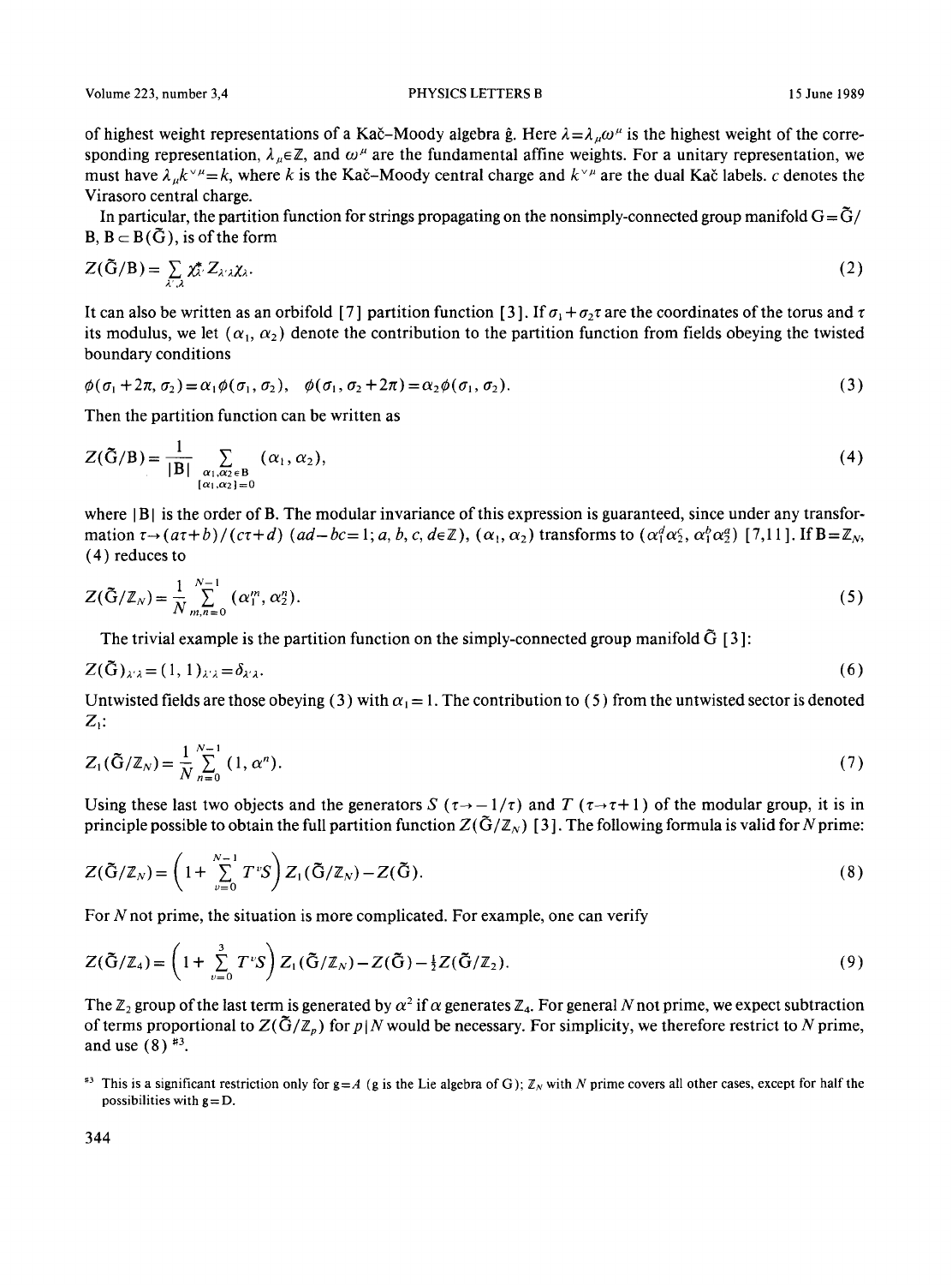of highest weight representations of a Kač–Moody algebra $\hat{g}$. Here $\lambda = \lambda_\mu \omega^\mu$ is the highest weight of the corresponding representation, $\lambda_\mu \in \mathbb{Z}$, and $\omega^\mu$ are the fundamental affine weights. For a unitary representation, we must have $\lambda_\mu k^{\vee\mu} = k$, where $k$ is the Kač–Moody central charge and $k^{\vee\mu}$ are the dual Kač labels. $c$ denotes the Virasoro central charge.

In particular, the partition function for strings propagating on the nonsimply-connected group manifold $G = \tilde{G}/B$, $B \subset B(\tilde{G})$, is of the form

$$Z(\tilde{G}/B) = \sum_{\lambda',\lambda} \chi^*_{\lambda'} Z_{\lambda'\lambda} \chi_\lambda . \tag{2}$$

It can also be written as an orbifold [7] partition function [3]. If $\sigma_1 + \sigma_2 \tau$ are the coordinates of the torus and $\tau$ its modulus, we let $(\alpha_1, \alpha_2)$ denote the contribution to the partition function from fields obeying the twisted boundary conditions

$$\phi(\sigma_1 + 2\pi, \sigma_2) = \alpha_1 \phi(\sigma_1, \sigma_2), \quad \phi(\sigma_1, \sigma_2 + 2\pi) = \alpha_2 \phi(\sigma_1, \sigma_2). \tag{3}$$

Then the partition function can be written as

$$Z(\tilde{G}/B) = \frac{1}{|B|} \sum_{\substack{\alpha_1, \alpha_2 \in B \\ [\alpha_1, \alpha_2] = 0}} (\alpha_1, \alpha_2), \tag{4}$$

where $|B|$ is the order of B. The modular invariance of this expression is guaranteed, since under any transformation $\tau \to (a\tau + b)/(c\tau + d)$ $(ad - bc = 1; a, b, c, d \in \mathbb{Z})$, $(\alpha_1, \alpha_2)$ transforms to $(\alpha_1^d \alpha_2^c, \alpha_1^b \alpha_2^a)$ [7,11]. If $B = \mathbb{Z}_N$, (4) reduces to

$$Z(\tilde{G}/\mathbb{Z}_N) = \frac{1}{N} \sum_{m,n=0}^{N-1} (\alpha_1^m, \alpha_2^n). \tag{5}$$

The trivial example is the partition function on the simply-connected group manifold $\tilde{G}$ [3]:

$$Z(\tilde{G})_{\lambda'\lambda} = (1, 1)_{\lambda'\lambda} = \delta_{\lambda'\lambda}. \tag{6}$$

Untwisted fields are those obeying (3) with $\alpha_1 = 1$. The contribution to (5) from the untwisted sector is denoted $Z_1$:

$$Z_1(\tilde{G}/\mathbb{Z}_N) = \frac{1}{N} \sum_{n=0}^{N-1} (1, \alpha^n). \tag{7}$$

Using these last two objects and the generators $S$ $(\tau \to -1/\tau)$ and $T$ $(\tau \to \tau + 1)$ of the modular group, it is in principle possible to obtain the full partition function $Z(\tilde{G}/\mathbb{Z}_N)$ [3]. The following formula is valid for $N$ prime:

$$Z(\tilde{G}/\mathbb{Z}_N) = \left(1 + \sum_{v=0}^{N-1} T^v S\right) Z_1(\tilde{G}/\mathbb{Z}_N) - Z(\tilde{G}). \tag{8}$$

For $N$ not prime, the situation is more complicated. For example, one can verify

$$Z(\tilde{G}/\mathbb{Z}_4) = \left(1 + \sum_{v=0}^{3} T^v S\right) Z_1(\tilde{G}/\mathbb{Z}_N) - Z(\tilde{G}) - \tfrac{1}{2} Z(\tilde{G}/\mathbb{Z}_2). \tag{9}$$

The $\mathbb{Z}_2$ group of the last term is generated by $\alpha^2$ if $\alpha$ generates $\mathbb{Z}_4$. For general $N$ not prime, we expect subtraction of terms proportional to $Z(\tilde{G}/\mathbb{Z}_p)$ for $p | N$ would be necessary. For simplicity, we therefore restrict to $N$ prime, and use (8) [‡3].

[‡3] This is a significant restriction only for g = A (g is the Lie algebra of G); $\mathbb{Z}_N$ with $N$ prime covers all other cases, except for half the possibilities with g = D.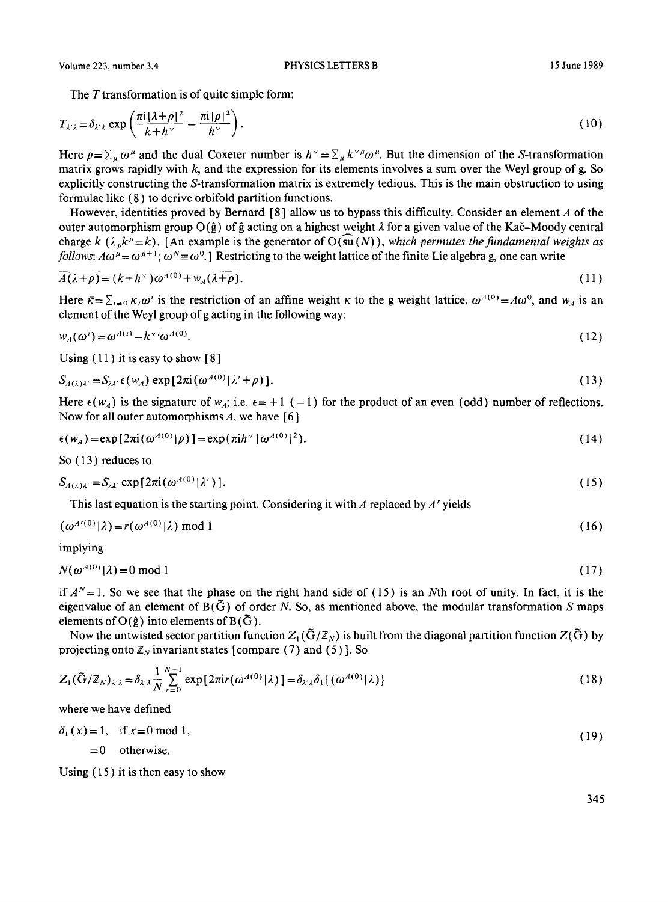The $T$ transformation is of quite simple form:

$$T_{\lambda'\lambda} = \delta_{\lambda'\lambda} \exp\left(\frac{\pi i |\lambda+\rho|^2}{k+h^\vee} - \frac{\pi i |\rho|^2}{h^\vee}\right). \tag{10}$$

Here $\rho = \sum_\mu \omega^\mu$ and the dual Coxeter number is $h^\vee = \sum_\mu k^{\vee\mu}\omega^\mu$. But the dimension of the $S$-transformation matrix grows rapidly with $k$, and the expression for its elements involves a sum over the Weyl group of g. So explicitly constructing the $S$-transformation matrix is extremely tedious. This is the main obstruction to using formulae like (8) to derive orbifold partition functions.

However, identities proved by Bernard [8] allow us to bypass this difficulty. Consider an element $A$ of the outer automorphism group $O(\hat{g})$ of $\hat{g}$ acting on a highest weight $\lambda$ for a given value of the Kač–Moody central charge $k$ ($\lambda_\mu k^\mu = k$). [An example is the generator of $O(\widehat{su}(N))$, *which permutes the fundamental weights as follows:* $A\omega^\mu = \omega^{\mu+1}$; $\omega^N \equiv \omega^0$.] Restricting to the weight lattice of the finite Lie algebra g, one can write

$$\overline{A(\lambda+\rho)} = (k+h^\vee)\omega^{A(0)} + w_A(\overline{\lambda+\rho}). \tag{11}$$

Here $\bar{\kappa} = \sum_{i\neq 0} \kappa_i \omega^i$ is the restriction of an affine weight $\kappa$ to the g weight lattice, $\omega^{A(0)} = A\omega^0$, and $w_A$ is an element of the Weyl group of g acting in the following way:

$$w_A(\omega^i) = \omega^{A(i)} - k^{\vee i}\omega^{A(0)}. \tag{12}$$

Using (11) it is easy to show [8]

$$S_{A(\lambda)\lambda'} = S_{\lambda\lambda'}\, \epsilon(w_A) \exp[2\pi i(\omega^{A(0)}|\lambda'+\rho)]. \tag{13}$$

Here $\epsilon(w_A)$ is the signature of $w_A$; i.e. $\epsilon = +1$ $(-1)$ for the product of an even (odd) number of reflections. Now for all outer automorphisms $A$, we have [6]

$$\epsilon(w_A) = \exp[2\pi i(\omega^{A(0)}|\rho)] = \exp(\pi i h^\vee |\omega^{A(0)}|^2). \tag{14}$$

So (13) reduces to

$$S_{A(\lambda)\lambda'} = S_{\lambda\lambda'} \exp[2\pi i(\omega^{A(0)}|\lambda')]. \tag{15}$$

This last equation is the starting point. Considering it with $A$ replaced by $A^r$ yields

$$(\omega^{A^r(0)}|\lambda) = r(\omega^{A(0)}|\lambda) \bmod 1 \tag{16}$$

implying

$$N(\omega^{A(0)}|\lambda) = 0 \bmod 1 \tag{17}$$

if $A^N = 1$. So we see that the phase on the right hand side of (15) is an $N$th root of unity. In fact, it is the eigenvalue of an element of $B(\tilde{G})$ of order $N$. So, as mentioned above, the modular transformation $S$ maps elements of $O(\hat{g})$ into elements of $B(\tilde{G})$.

Now the untwisted sector partition function $Z_1(\tilde{G}/\mathbb{Z}_N)$ is built from the diagonal partition function $Z(\tilde{G})$ by projecting onto $\mathbb{Z}_N$ invariant states [compare (7) and (5)]. So

$$Z_1(\tilde{G}/\mathbb{Z}_N)_{\lambda'\lambda} = \delta_{\lambda'\lambda} \frac{1}{N}\sum_{r=0}^{N-1} \exp[2\pi i r(\omega^{A(0)}|\lambda)] = \delta_{\lambda'\lambda}\delta_1\{(\omega^{A(0)}|\lambda)\} \tag{18}$$

where we have defined

$$\delta_1(x) = 1, \quad \text{if } x = 0 \bmod 1, \qquad = 0 \quad \text{otherwise}. \tag{19}$$

Using (15) it is then easy to show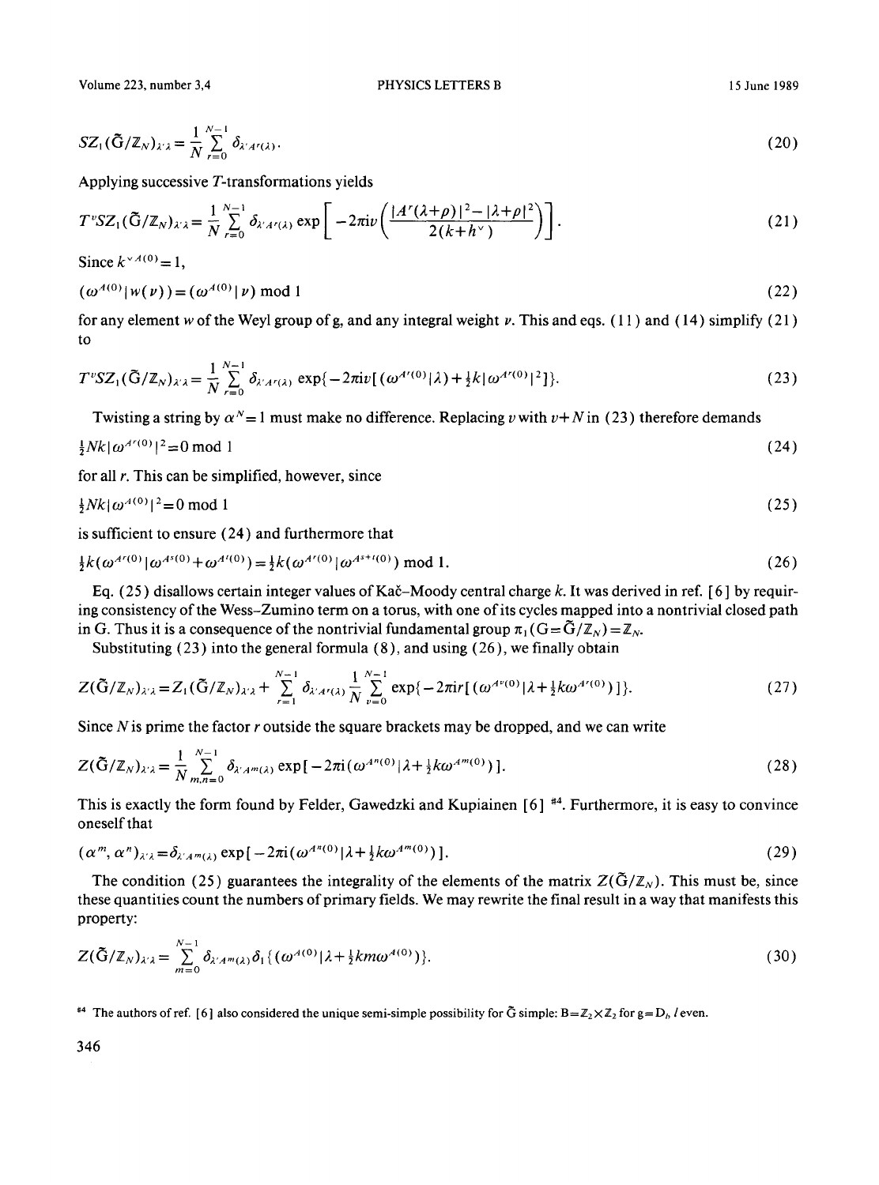$$SZ_1(\tilde{G}/\mathbb{Z}_N)_{\lambda'\lambda} = \frac{1}{N}\sum_{r=0}^{N-1} \delta_{\lambda' A^r(\lambda)} . \tag{20}$$

Applying successive $T$-transformations yields

$$T^v SZ_1(\tilde{G}/\mathbb{Z}_N)_{\lambda'\lambda} = \frac{1}{N}\sum_{r=0}^{N-1} \delta_{\lambda' A^r(\lambda)} \exp\left[-2\pi i v\left(\frac{|A^r(\lambda+\rho)|^2 - |\lambda+\rho|^2}{2(k+h^\vee)}\right)\right]. \tag{21}$$

Since $k^{\vee A(0)} = 1$,

$$(\omega^{A(0)} | w(\nu)) = (\omega^{A(0)} | \nu) \bmod 1 \tag{22}$$

for any element $w$ of the Weyl group of g, and any integral weight $\nu$. This and eqs. (11) and (14) simplify (21) to

$$T^v SZ_1(\tilde{G}/\mathbb{Z}_N)_{\lambda'\lambda} = \frac{1}{N}\sum_{r=0}^{N-1} \delta_{\lambda' A^r(\lambda)} \exp\{-2\pi i v[(\omega^{A^r(0)}|\lambda) + \tfrac{1}{2}k|\omega^{A^r(0)}|^2]\}. \tag{23}$$

Twisting a string by $\alpha^N = 1$ must make no difference. Replacing $v$ with $v+N$ in (23) therefore demands

$$\tfrac{1}{2}Nk|\omega^{A^r(0)}|^2 = 0 \bmod 1 \tag{24}$$

for all $r$. This can be simplified, however, since

$$\tfrac{1}{2}Nk|\omega^{A(0)}|^2 = 0 \bmod 1 \tag{25}$$

is sufficient to ensure (24) and furthermore that

$$\tfrac{1}{2}k(\omega^{A^r(0)}|\omega^{A^s(0)} + \omega^{A^t(0)}) = \tfrac{1}{2}k(\omega^{A^r(0)}|\omega^{A^{s+t}(0)}) \bmod 1. \tag{26}$$

Eq. (25) disallows certain integer values of Kač–Moody central charge $k$. It was derived in ref. [6] by requiring consistency of the Wess–Zumino term on a torus, with one of its cycles mapped into a nontrivial closed path in G. Thus it is a consequence of the nontrivial fundamental group $\pi_1(G = \tilde{G}/\mathbb{Z}_N) = \mathbb{Z}_N$.

Substituting (23) into the general formula (8), and using (26), we finally obtain

$$Z(\tilde{G}/\mathbb{Z}_N)_{\lambda'\lambda} = Z_1(\tilde{G}/\mathbb{Z}_N)_{\lambda'\lambda} + \sum_{r=1}^{N-1} \delta_{\lambda' A^r(\lambda)} \frac{1}{N}\sum_{v=0}^{N-1} \exp\{-2\pi i r[(\omega^{A^v(0)}|\lambda + \tfrac{1}{2}k\omega^{A^r(0)})]\}. \tag{27}$$

Since $N$ is prime the factor $r$ outside the square brackets may be dropped, and we can write

$$Z(\tilde{G}/\mathbb{Z}_N)_{\lambda'\lambda} = \frac{1}{N}\sum_{m,n=0}^{N-1} \delta_{\lambda' A^m(\lambda)} \exp[-2\pi i(\omega^{A^n(0)}|\lambda + \tfrac{1}{2}k\omega^{A^m(0)})]. \tag{28}$$

This is exactly the form found by Felder, Gawedzki and Kupiainen [6] [#4]. Furthermore, it is easy to convince oneself that

$$(\alpha^m, \alpha^n)_{\lambda'\lambda} = \delta_{\lambda' A^m(\lambda)} \exp[-2\pi i(\omega^{A^n(0)}|\lambda + \tfrac{1}{2}k\omega^{A^m(0)})]. \tag{29}$$

The condition (25) guarantees the integrality of the elements of the matrix $Z(\tilde{G}/\mathbb{Z}_N)$. This must be, since these quantities count the numbers of primary fields. We may rewrite the final result in a way that manifests this property:

$$Z(\tilde{G}/\mathbb{Z}_N)_{\lambda'\lambda} = \sum_{m=0}^{N-1} \delta_{\lambda' A^m(\lambda)} \delta_1\{(\omega^{A(0)}|\lambda + \tfrac{1}{2}km\omega^{A(0)})\}. \tag{30}$$

[#4] The authors of ref. [6] also considered the unique semi-simple possibility for $\tilde{G}$ simple: $B = \mathbb{Z}_2 \times \mathbb{Z}_2$ for $g = D_l$, $l$ even.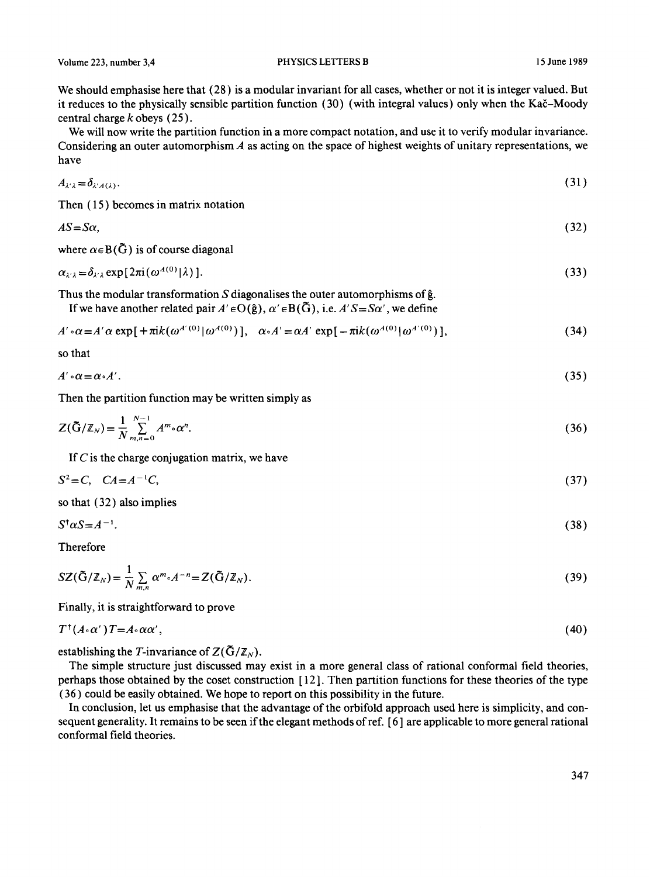We should emphasise here that (28) is a modular invariant for all cases, whether or not it is integer valued. But it reduces to the physically sensible partition function (30) (with integral values) only when the Kač–Moody central charge $k$ obeys (25).

We will now write the partition function in a more compact notation, and use it to verify modular invariance. Considering an outer automorphism $A$ as acting on the space of highest weights of unitary representations, we have

$$A_{\lambda'\lambda} = \delta_{\lambda' A(\lambda)} . \tag{31}$$

Then (15) becomes in matrix notation

$$AS = S\alpha , \tag{32}$$

where $\alpha \in \mathrm{B}(\tilde{\mathrm{G}})$ is of course diagonal

$$\alpha_{\lambda'\lambda} = \delta_{\lambda'\lambda} \exp[2\pi i (\omega^{A(0)} | \lambda)] . \tag{33}$$

Thus the modular transformation $S$ diagonalises the outer automorphisms of $\hat{\mathrm{g}}$.

If we have another related pair $A' \in \mathrm{O}(\hat{\mathrm{g}})$, $\alpha' \in \mathrm{B}(\tilde{\mathrm{G}})$, i.e. $A'S = S\alpha'$, we define

$$A' \circ \alpha = A'\alpha \exp[+\pi i k (\omega^{A'(0)} | \omega^{A(0)})], \quad \alpha \circ A' = \alpha A' \exp[-\pi i k (\omega^{A(0)} | \omega^{A'(0)})], \tag{34}$$

so that

$$A' \circ \alpha = \alpha \circ A' . \tag{35}$$

Then the partition function may be written simply as

$$Z(\tilde{\mathrm{G}}/\mathbb{Z}_N) = \frac{1}{N} \sum_{m,n=0}^{N-1} A^m \circ \alpha^n . \tag{36}$$

If $C$ is the charge conjugation matrix, we have

$$S^2 = C, \quad CA = A^{-1}C, \tag{37}$$

so that (32) also implies

$$S^\dagger \alpha S = A^{-1} . \tag{38}$$

Therefore

$$SZ(\tilde{\mathrm{G}}/\mathbb{Z}_N) = \frac{1}{N} \sum_{m,n} \alpha^m \circ A^{-n} = Z(\tilde{\mathrm{G}}/\mathbb{Z}_N) . \tag{39}$$

Finally, it is straightforward to prove

$$T^\dagger (A \circ \alpha') T = A \circ \alpha\alpha' , \tag{40}$$

establishing the $T$-invariance of $Z(\tilde{\mathrm{G}}/\mathbb{Z}_N)$.

The simple structure just discussed may exist in a more general class of rational conformal field theories, perhaps those obtained by the coset construction [12]. Then partition functions for these theories of the type (36) could be easily obtained. We hope to report on this possibility in the future.

In conclusion, let us emphasise that the advantage of the orbifold approach used here is simplicity, and consequent generality. It remains to be seen if the elegant methods of ref. [6] are applicable to more general rational conformal field theories.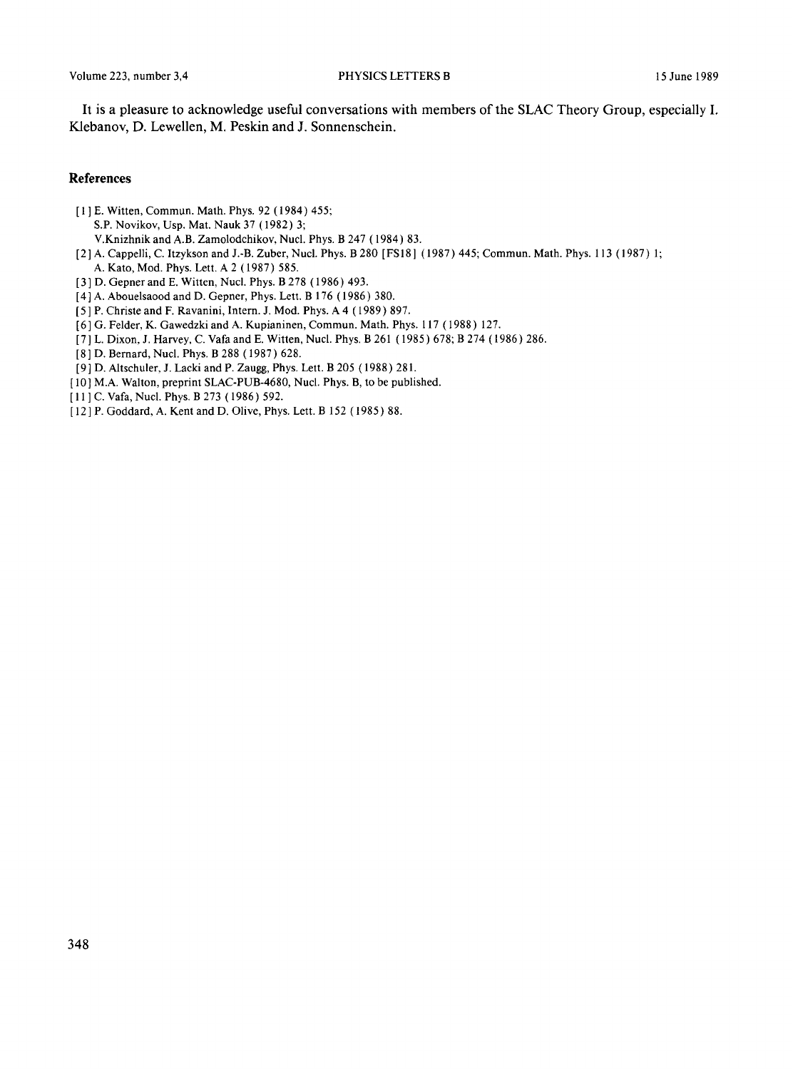It is a pleasure to acknowledge useful conversations with members of the SLAC Theory Group, especially I. Klebanov, D. Lewellen, M. Peskin and J. Sonnenschein.

## References

[1] E. Witten, Commun. Math. Phys. 92 (1984) 455;
S.P. Novikov, Usp. Mat. Nauk 37 (1982) 3;
V.Knizhnik and A.B. Zamolodchikov, Nucl. Phys. B 247 (1984) 83.

[2] A. Cappelli, C. Itzykson and J.-B. Zuber, Nucl. Phys. B 280 [FS18] (1987) 445; Commun. Math. Phys. 113 (1987) 1;
A. Kato, Mod. Phys. Lett. A 2 (1987) 585.

[3] D. Gepner and E. Witten, Nucl. Phys. B 278 (1986) 493.

[4] A. Abouelsaood and D. Gepner, Phys. Lett. B 176 (1986) 380.

[5] P. Christe and F. Ravanini, Intern. J. Mod. Phys. A 4 (1989) 897.

[6] G. Felder, K. Gawedzki and A. Kupianinen, Commun. Math. Phys. 117 (1988) 127.

[7] L. Dixon, J. Harvey, C. Vafa and E. Witten, Nucl. Phys. B 261 (1985) 678; B 274 (1986) 286.

[8] D. Bernard, Nucl. Phys. B 288 (1987) 628.

[9] D. Altschuler, J. Lacki and P. Zaugg, Phys. Lett. B 205 (1988) 281.

[10] M.A. Walton, preprint SLAC-PUB-4680, Nucl. Phys. B, to be published.

[11] C. Vafa, Nucl. Phys. B 273 (1986) 592.

[12] P. Goddard, A. Kent and D. Olive, Phys. Lett. B 152 (1985) 88.